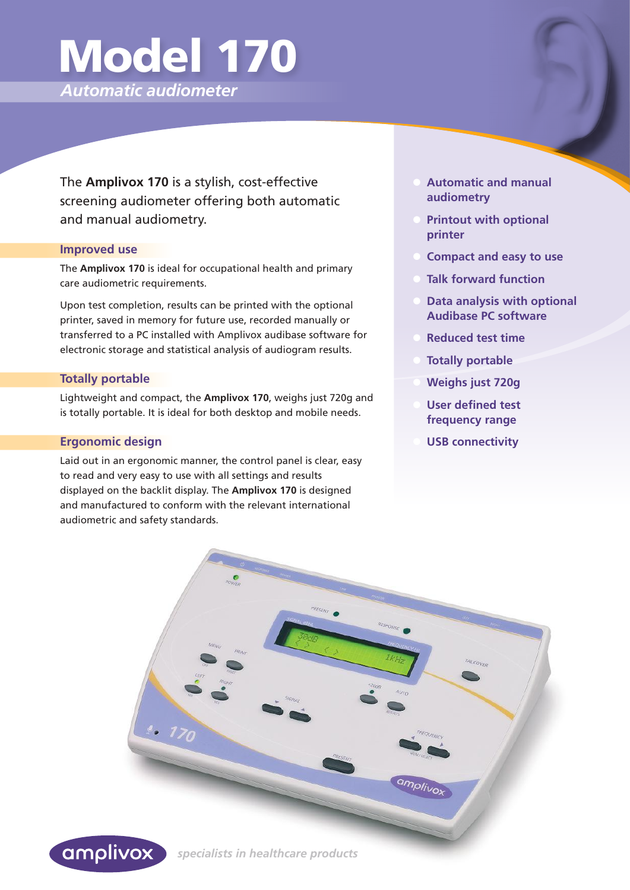# Model 170

*Automatic audiometer*

The **Amplivox 170** is a stylish, cost-effective screening audiometer offering both automatic and manual audiometry.

## Improved use

The **Amplivox 170** is ideal for occupational health and primary care audiometric requirements.

Upon test completion, results can be printed with the optional printer, saved in memory for future use, recorded manually or transferred to a PC installed with Amplivox audibase software for electronic storage and statistical analysis of audiogram results.

## Totally portable

Lightweight and compact, the **Amplivox 170**, weighs just 720g and is totally portable. It is ideal for both desktop and mobile needs.

## Ergonomic design

Laid out in an ergonomic manner, the control panel is clear, easy to read and very easy to use with all settings and results displayed on the backlit display. The **Amplivox 170** is designed and manufactured to conform with the relevant international audiometric and safety standards.

- **Automatic and manual audiometry**
- **Printout with optional printer**
- **Compact and easy to use**
- **Talk forward function**
- **Data analysis with optional Audibase PC software**
- **Reduced test time**
- **Totally portable**
- **Weighs just 720g**
- **User defined test frequency range**
- **USB connectivity**

amplivox *specialists in healthcare products*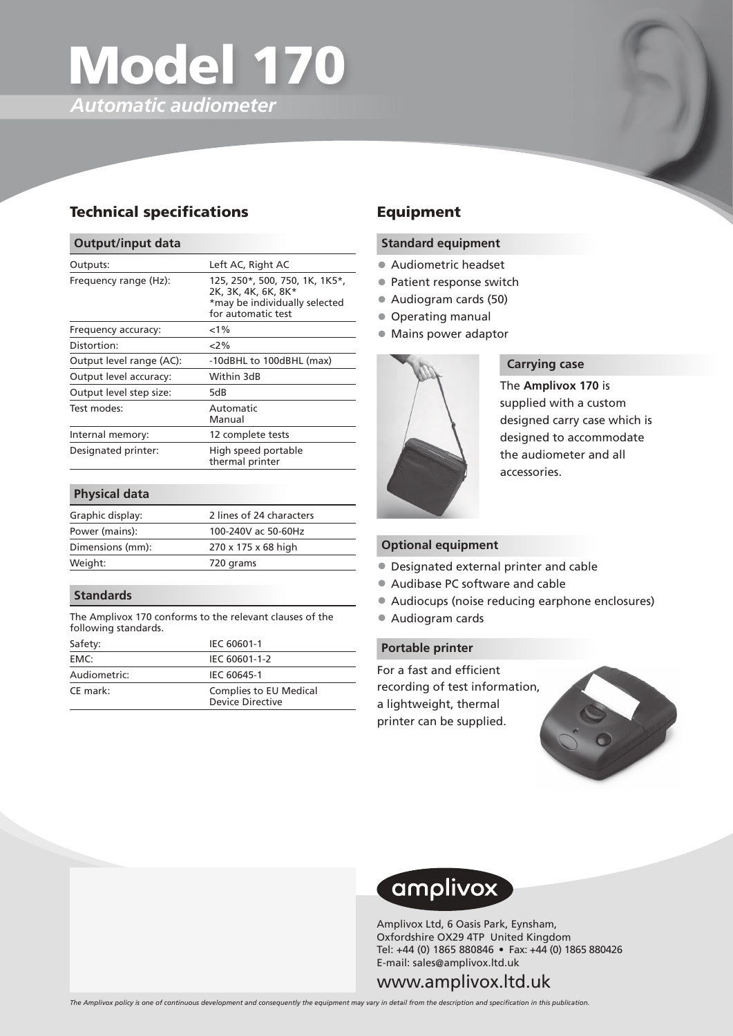# Model 170

*Automatic audiometer*

## Technical specifications

### Output/input data

| | |
|---|---|
| Outputs: | Left AC, Right AC |
| Frequency range (Hz): | 125, 250*, 500, 750, 1K, 1K5*, 2K, 3K, 4K, 6K, 8K* *may be individually selected for automatic test |
| Frequency accuracy: | <1% |
| Distortion: | <2% |
| Output level range (AC): | -10dBHL to 100dBHL (max) |
| Output level accuracy: | Within 3dB |
| Output level step size: | 5dB |
| Test modes: | Automatic Manual |
| Internal memory: | 12 complete tests |
| Designated printer: | High speed portable thermal printer |

### Physical data

| | |
|---|---|
| Graphic display: | 2 lines of 24 characters |
| Power (mains): | 100-240V ac 50-60Hz |
| Dimensions (mm): | 270 x 175 x 68 high |
| Weight: | 720 grams |

### Standards

The Amplivox 170 conforms to the relevant clauses of the following standards.

| | |
|---|---|
| Safety: | IEC 60601-1 |
| EMC: | IEC 60601-1-2 |
| Audiometric: | IEC 60645-1 |
| CE mark: | Complies to EU Medical Device Directive |

## Equipment

### Standard equipment

- Audiometric headset
- Patient response switch
- Audiogram cards (50)
- Operating manual
- Mains power adaptor

### Carrying case

The **Amplivox 170** is supplied with a custom designed carry case which is designed to accommodate the audiometer and all accessories.

### Optional equipment

- Designated external printer and cable
- Audibase PC software and cable
- Audiocups (noise reducing earphone enclosures)
- Audiogram cards

### Portable printer

For a fast and efficient recording of test information, a lightweight, thermal printer can be supplied.

amplivox

Amplivox Ltd, 6 Oasis Park, Eynsham,
Oxfordshire OX29 4TP United Kingdom
Tel: +44 (0) 1865 880846 • Fax: +44 (0) 1865 880426
E-mail: sales@amplivox.ltd.uk

www.amplivox.ltd.uk

*The Amplivox policy is one of continuous development and consequently the equipment may vary in detail from the description and specification in this publication.*